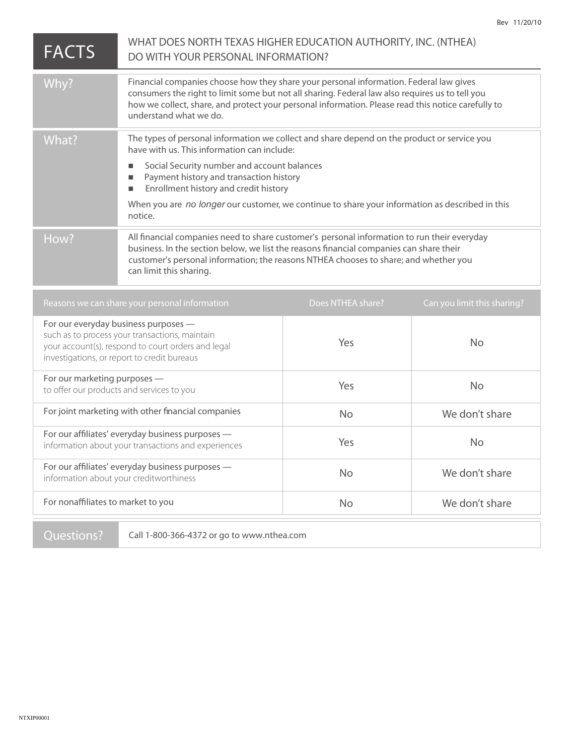Rev 11/20/10

# FACTS — WHAT DOES NORTH TEXAS HIGHER EDUCATION AUTHORITY, INC. (NTHEA) DO WITH YOUR PERSONAL INFORMATION?

| | |
|---|---|
| **Why?** | Financial companies choose how they share your personal information. Federal law gives consumers the right to limit some but not all sharing. Federal law also requires us to tell you how we collect, share, and protect your personal information. Please read this notice carefully to understand what we do. |
| **What?** | The types of personal information we collect and share depend on the product or service you have with us. This information can include:<br>■ Social Security number and account balances<br>■ Payment history and transaction history<br>■ Enrollment history and credit history<br>When you are *no longer* our customer, we continue to share your information as described in this notice. |
| **How?** | All financial companies need to share customer's personal information to run their everyday business. In the section below, we list the reasons financial companies can share their customer's personal information; the reasons NTHEA chooses to share; and whether you can limit this sharing. |

| Reasons we can share your personal information | Does NTHEA share? | Can you limit this sharing? |
|---|---|---|
| For our everyday business purposes — such as to process your transactions, maintain your account(s), respond to court orders and legal investigations, or report to credit bureaus | Yes | No |
| For our marketing purposes — to offer our products and services to you | Yes | No |
| For joint marketing with other financial companies | No | We don't share |
| For our affiliates' everyday business purposes — information about your transactions and experiences | Yes | No |
| For our affiliates' everyday business purposes — information about your creditworthiness | No | We don't share |
| For nonaffiliates to market to you | No | We don't share |

| | |
|---|---|
| **Questions?** | Call 1-800-366-4372 or go to www.nthea.com |

NTXIP00001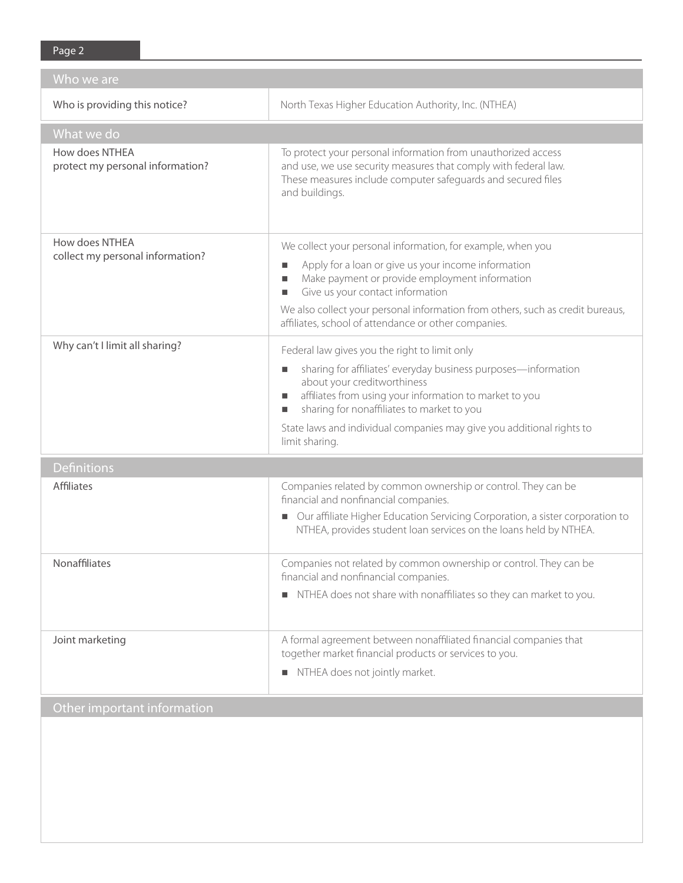## Who we are

| | |
|---|---|
| Who is providing this notice? | North Texas Higher Education Authority, Inc. (NTHEA) |

## What we do

| | |
|---|---|
| How does NTHEA protect my personal information? | To protect your personal information from unauthorized access and use, we use security measures that comply with federal law. These measures include computer safeguards and secured files and buildings. |
| How does NTHEA collect my personal information? | We collect your personal information, for example, when you <br>■ Apply for a loan or give us your income information <br>■ Make payment or provide employment information <br>■ Give us your contact information <br>We also collect your personal information from others, such as credit bureaus, affiliates, school of attendance or other companies. |
| Why can't I limit all sharing? | Federal law gives you the right to limit only <br>■ sharing for affiliates' everyday business purposes—information about your creditworthiness <br>■ affiliates from using your information to market to you <br>■ sharing for nonaffiliates to market to you <br>State laws and individual companies may give you additional rights to limit sharing. |

## Definitions

| | |
|---|---|
| Affiliates | Companies related by common ownership or control. They can be financial and nonfinancial companies. <br>■ Our affiliate Higher Education Servicing Corporation, a sister corporation to NTHEA, provides student loan services on the loans held by NTHEA. |
| Nonaffiliates | Companies not related by common ownership or control. They can be financial and nonfinancial companies. <br>■ NTHEA does not share with nonaffiliates so they can market to you. |
| Joint marketing | A formal agreement between nonaffiliated financial companies that together market financial products or services to you. <br>■ NTHEA does not jointly market. |

## Other important information